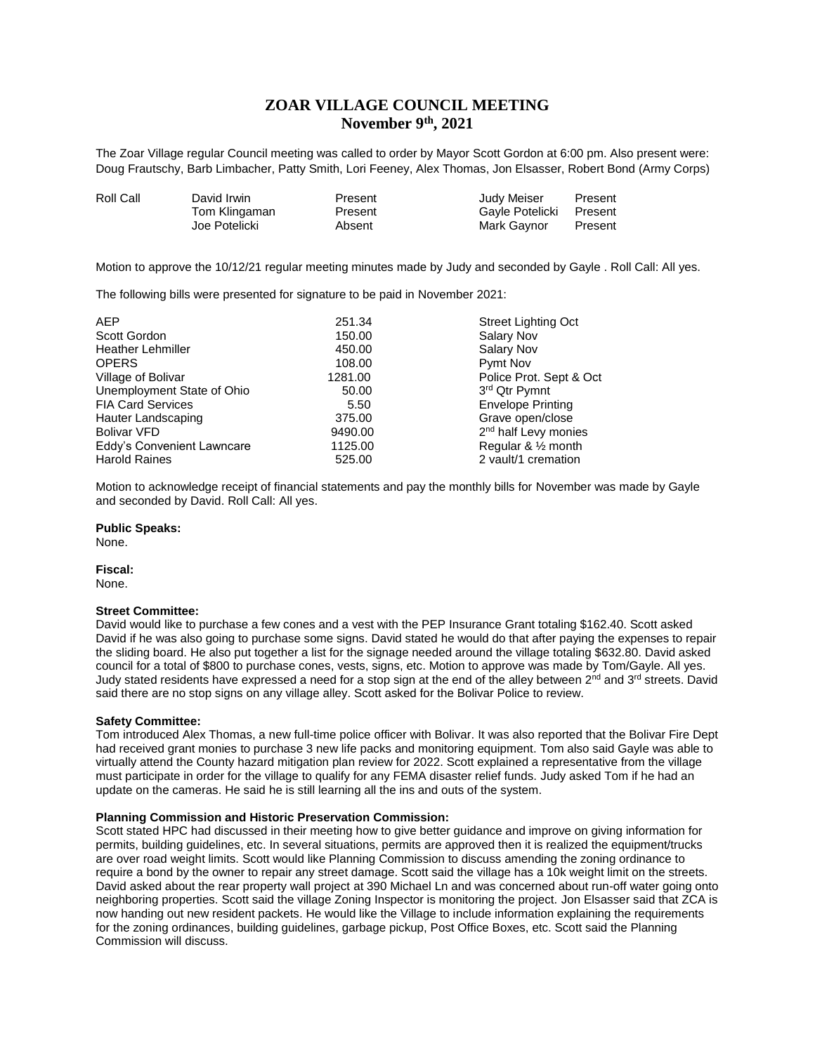# ZOAR VILLAGE COUNCIL MEETING
## November 9th, 2021

The Zoar Village regular Council meeting was called to order by Mayor Scott Gordon at 6:00 pm. Also present were: Doug Frautschy, Barb Limbacher, Patty Smith, Lori Feeney, Alex Thomas, Jon Elsasser, Robert Bond (Army Corps)

| Roll Call | David Irwin | Present | Judy Meiser | Present |
|---|---|---|---|---|
| | Tom Klingaman | Present | Gayle Potelicki | Present |
| | Joe Potelicki | Absent | Mark Gaynor | Present |

Motion to approve the 10/12/21 regular meeting minutes made by Judy and seconded by Gayle . Roll Call: All yes.

The following bills were presented for signature to be paid in November 2021:

| | | |
|---|---|---|
| AEP | 251.34 | Street Lighting Oct |
| Scott Gordon | 150.00 | Salary Nov |
| Heather Lehmiller | 450.00 | Salary Nov |
| OPERS | 108.00 | Pymt Nov |
| Village of Bolivar | 1281.00 | Police Prot. Sept & Oct |
| Unemployment State of Ohio | 50.00 | 3rd Qtr Pymnt |
| FIA Card Services | 5.50 | Envelope Printing |
| Hauter Landscaping | 375.00 | Grave open/close |
| Bolivar VFD | 9490.00 | 2nd half Levy monies |
| Eddy's Convenient Lawncare | 1125.00 | Regular & ½ month |
| Harold Raines | 525.00 | 2 vault/1 cremation |

Motion to acknowledge receipt of financial statements and pay the monthly bills for November was made by Gayle and seconded by David. Roll Call: All yes.

**Public Speaks:**
None.

**Fiscal:**
None.

**Street Committee:**
David would like to purchase a few cones and a vest with the PEP Insurance Grant totaling $162.40. Scott asked David if he was also going to purchase some signs. David stated he would do that after paying the expenses to repair the sliding board. He also put together a list for the signage needed around the village totaling $632.80. David asked council for a total of $800 to purchase cones, vests, signs, etc. Motion to approve was made by Tom/Gayle. All yes. Judy stated residents have expressed a need for a stop sign at the end of the alley between 2nd and 3rd streets. David said there are no stop signs on any village alley. Scott asked for the Bolivar Police to review.

**Safety Committee:**
Tom introduced Alex Thomas, a new full-time police officer with Bolivar. It was also reported that the Bolivar Fire Dept had received grant monies to purchase 3 new life packs and monitoring equipment. Tom also said Gayle was able to virtually attend the County hazard mitigation plan review for 2022. Scott explained a representative from the village must participate in order for the village to qualify for any FEMA disaster relief funds. Judy asked Tom if he had an update on the cameras. He said he is still learning all the ins and outs of the system.

**Planning Commission and Historic Preservation Commission:**
Scott stated HPC had discussed in their meeting how to give better guidance and improve on giving information for permits, building guidelines, etc. In several situations, permits are approved then it is realized the equipment/trucks are over road weight limits. Scott would like Planning Commission to discuss amending the zoning ordinance to require a bond by the owner to repair any street damage. Scott said the village has a 10k weight limit on the streets. David asked about the rear property wall project at 390 Michael Ln and was concerned about run-off water going onto neighboring properties. Scott said the village Zoning Inspector is monitoring the project. Jon Elsasser said that ZCA is now handing out new resident packets. He would like the Village to include information explaining the requirements for the zoning ordinances, building guidelines, garbage pickup, Post Office Boxes, etc. Scott said the Planning Commission will discuss.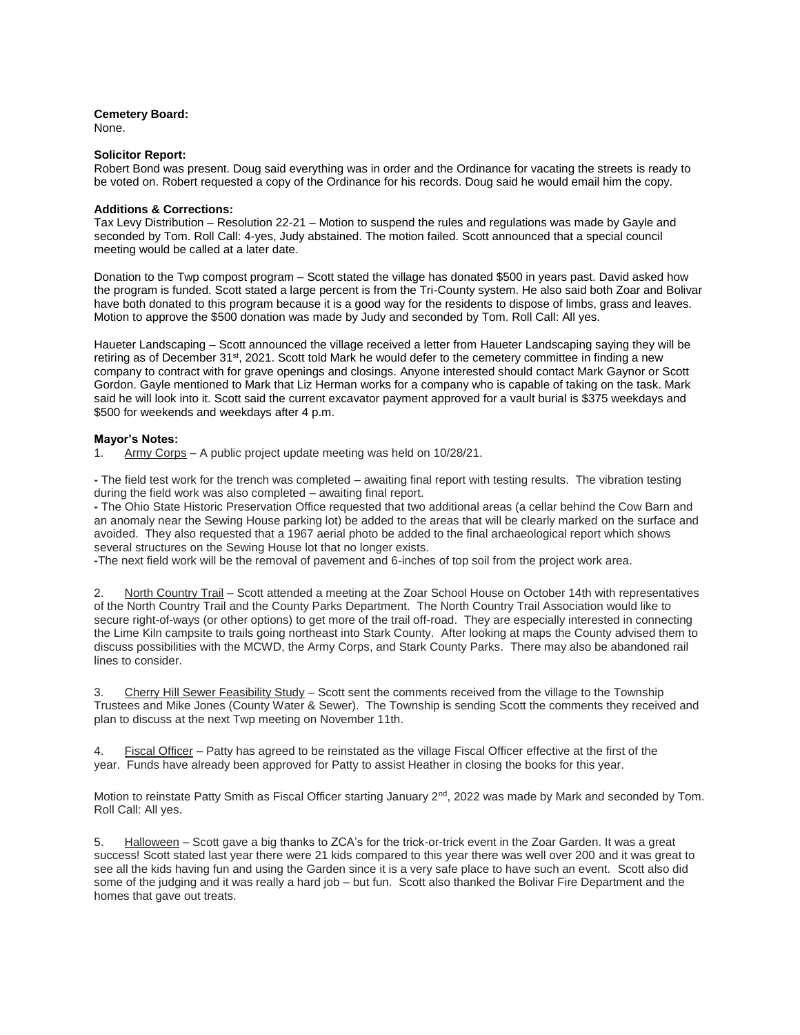**Cemetery Board:**
None.

**Solicitor Report:**
Robert Bond was present. Doug said everything was in order and the Ordinance for vacating the streets is ready to be voted on. Robert requested a copy of the Ordinance for his records. Doug said he would email him the copy.

**Additions & Corrections:**
Tax Levy Distribution – Resolution 22-21 – Motion to suspend the rules and regulations was made by Gayle and seconded by Tom. Roll Call: 4-yes, Judy abstained. The motion failed. Scott announced that a special council meeting would be called at a later date.

Donation to the Twp compost program – Scott stated the village has donated $500 in years past. David asked how the program is funded. Scott stated a large percent is from the Tri-County system. He also said both Zoar and Bolivar have both donated to this program because it is a good way for the residents to dispose of limbs, grass and leaves. Motion to approve the $500 donation was made by Judy and seconded by Tom. Roll Call: All yes.

Haueter Landscaping – Scott announced the village received a letter from Haueter Landscaping saying they will be retiring as of December 31st, 2021. Scott told Mark he would defer to the cemetery committee in finding a new company to contract with for grave openings and closings. Anyone interested should contact Mark Gaynor or Scott Gordon. Gayle mentioned to Mark that Liz Herman works for a company who is capable of taking on the task. Mark said he will look into it. Scott said the current excavator payment approved for a vault burial is $375 weekdays and $500 for weekends and weekdays after 4 p.m.

**Mayor's Notes:**

1. Army Corps – A public project update meeting was held on 10/28/21.

- The field test work for the trench was completed – awaiting final report with testing results. The vibration testing during the field work was also completed – awaiting final report.
- The Ohio State Historic Preservation Office requested that two additional areas (a cellar behind the Cow Barn and an anomaly near the Sewing House parking lot) be added to the areas that will be clearly marked on the surface and avoided. They also requested that a 1967 aerial photo be added to the final archaeological report which shows several structures on the Sewing House lot that no longer exists.
- The next field work will be the removal of pavement and 6-inches of top soil from the project work area.

2. North Country Trail – Scott attended a meeting at the Zoar School House on October 14th with representatives of the North Country Trail and the County Parks Department. The North Country Trail Association would like to secure right-of-ways (or other options) to get more of the trail off-road. They are especially interested in connecting the Lime Kiln campsite to trails going northeast into Stark County. After looking at maps the County advised them to discuss possibilities with the MCWD, the Army Corps, and Stark County Parks. There may also be abandoned rail lines to consider.

3. Cherry Hill Sewer Feasibility Study – Scott sent the comments received from the village to the Township Trustees and Mike Jones (County Water & Sewer). The Township is sending Scott the comments they received and plan to discuss at the next Twp meeting on November 11th.

4. Fiscal Officer – Patty has agreed to be reinstated as the village Fiscal Officer effective at the first of the year. Funds have already been approved for Patty to assist Heather in closing the books for this year.

Motion to reinstate Patty Smith as Fiscal Officer starting January 2nd, 2022 was made by Mark and seconded by Tom. Roll Call: All yes.

5. Halloween – Scott gave a big thanks to ZCA's for the trick-or-trick event in the Zoar Garden. It was a great success! Scott stated last year there were 21 kids compared to this year there was well over 200 and it was great to see all the kids having fun and using the Garden since it is a very safe place to have such an event. Scott also did some of the judging and it was really a hard job – but fun. Scott also thanked the Bolivar Fire Department and the homes that gave out treats.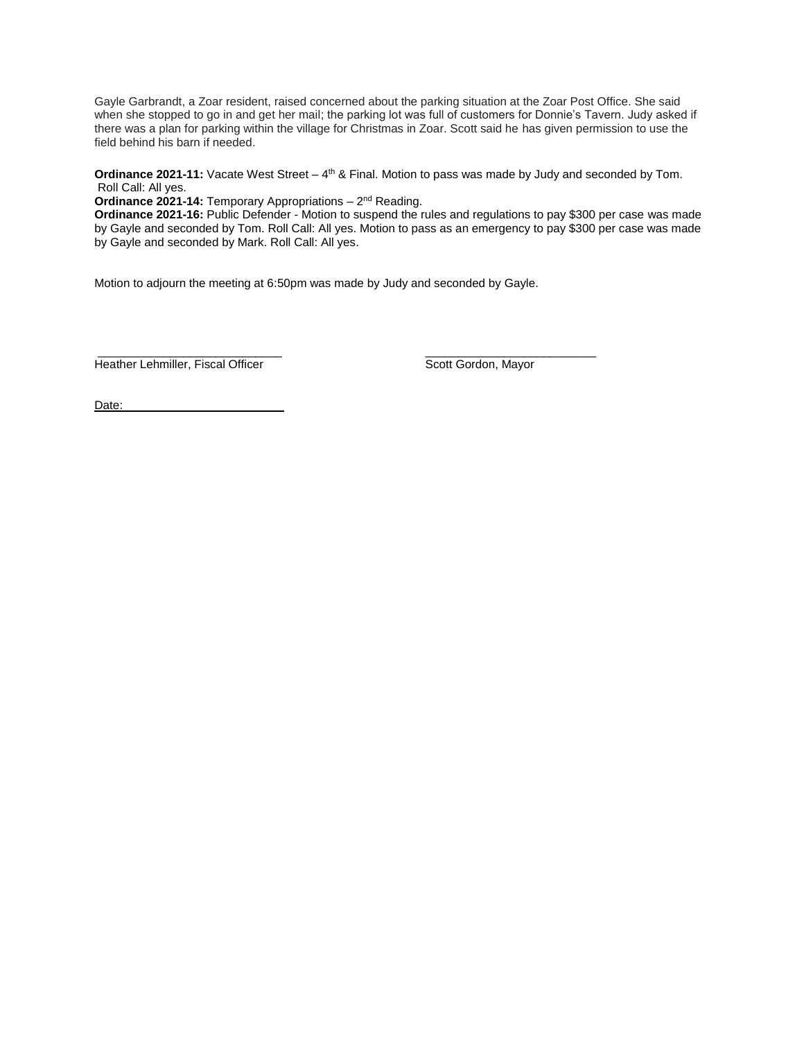Gayle Garbrandt, a Zoar resident, raised concerned about the parking situation at the Zoar Post Office. She said when she stopped to go in and get her mail; the parking lot was full of customers for Donnie's Tavern. Judy asked if there was a plan for parking within the village for Christmas in Zoar. Scott said he has given permission to use the field behind his barn if needed.

**Ordinance 2021-11:** Vacate West Street – 4th & Final. Motion to pass was made by Judy and seconded by Tom. Roll Call: All yes.

**Ordinance 2021-14:** Temporary Appropriations – 2nd Reading.

**Ordinance 2021-16:** Public Defender - Motion to suspend the rules and regulations to pay $300 per case was made by Gayle and seconded by Tom. Roll Call: All yes. Motion to pass as an emergency to pay $300 per case was made by Gayle and seconded by Mark. Roll Call: All yes.

Motion to adjourn the meeting at 6:50pm was made by Judy and seconded by Gayle.

____________________________ ____________________________

Heather Lehmiller, Fiscal Officer Scott Gordon, Mayor

Date:_________________________